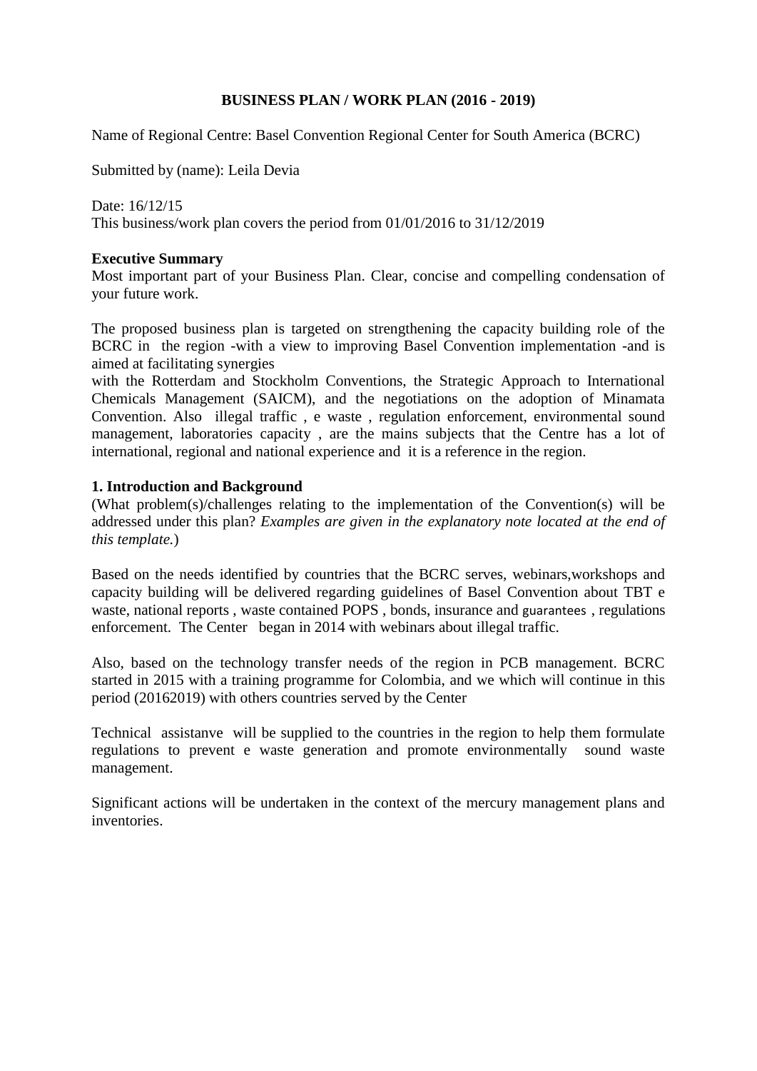**BUSINESS PLAN / WORK PLAN (2016 - 2019)**

Name of Regional Centre: Basel Convention Regional Center for South America (BCRC)

Submitted by (name): Leila Devia

Date: 16/12/15

This business/work plan covers the period from 01/01/2016 to 31/12/2019

**Executive Summary**

Most important part of your Business Plan. Clear, concise and compelling condensation of your future work.

The proposed business plan is targeted on strengthening the capacity building role of the BCRC in the region -with a view to improving Basel Convention implementation -and is aimed at facilitating synergies
with the Rotterdam and Stockholm Conventions, the Strategic Approach to International Chemicals Management (SAICM), and the negotiations on the adoption of Minamata Convention. Also illegal traffic , e waste , regulation enforcement, environmental sound management, laboratories capacity , are the mains subjects that the Centre has a lot of international, regional and national experience and it is a reference in the region.

**1. Introduction and Background**

(What problem(s)/challenges relating to the implementation of the Convention(s) will be addressed under this plan? *Examples are given in the explanatory note located at the end of this template.*)

Based on the needs identified by countries that the BCRC serves, webinars,workshops and capacity building will be delivered regarding guidelines of Basel Convention about TBT e waste, national reports , waste contained POPS , bonds, insurance and guarantees , regulations enforcement. The Center began in 2014 with webinars about illegal traffic.

Also, based on the technology transfer needs of the region in PCB management. BCRC started in 2015 with a training programme for Colombia, and we which will continue in this period (20162019) with others countries served by the Center

Technical assistanve will be supplied to the countries in the region to help them formulate regulations to prevent e waste generation and promote environmentally sound waste management.

Significant actions will be undertaken in the context of the mercury management plans and inventories.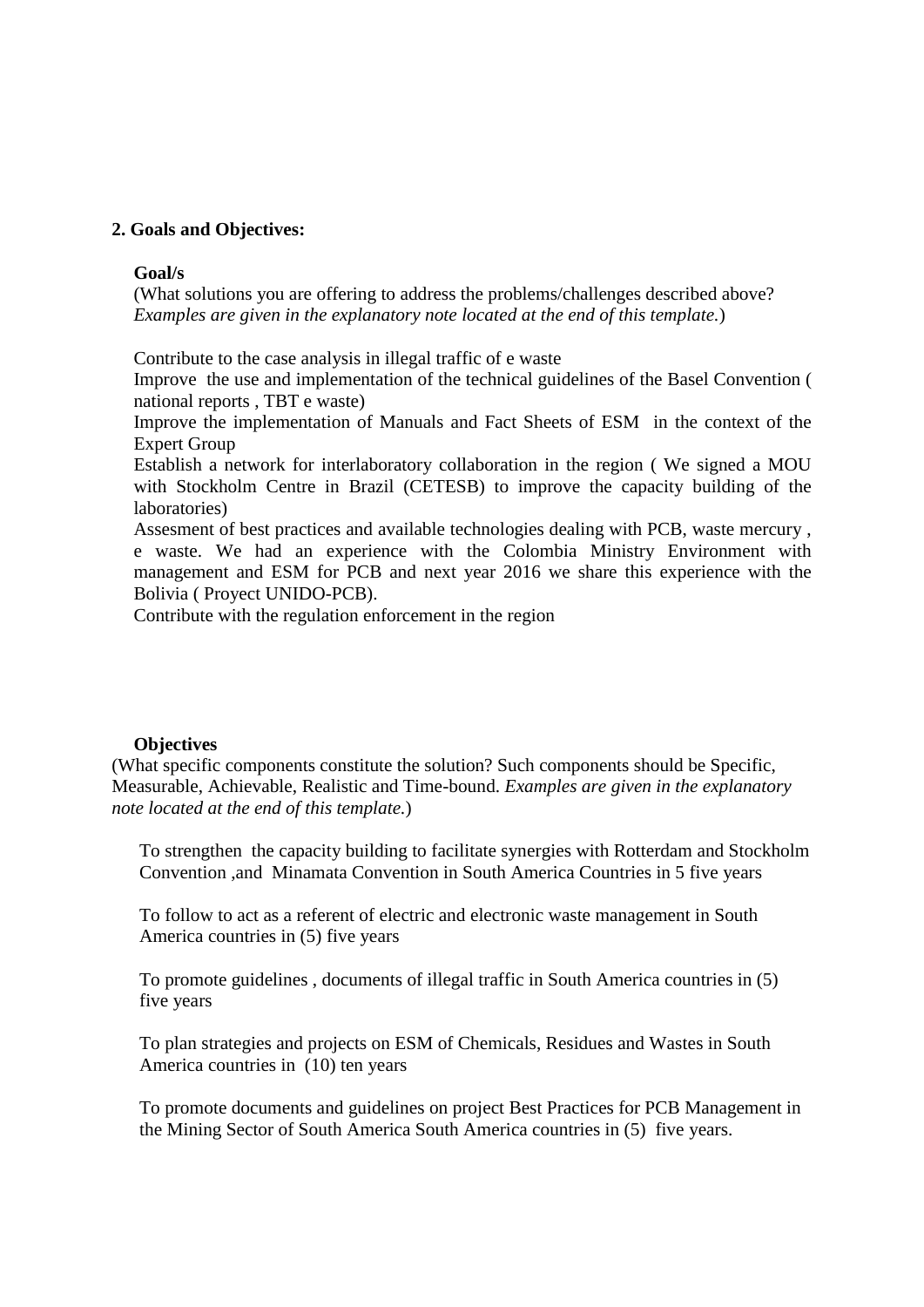**2. Goals and Objectives:**

**Goal/s**

(What solutions you are offering to address the problems/challenges described above? *Examples are given in the explanatory note located at the end of this template.*)

Contribute to the case analysis in illegal traffic of e waste

Improve the use and implementation of the technical guidelines of the Basel Convention ( national reports , TBT e waste)

Improve the implementation of Manuals and Fact Sheets of ESM in the context of the Expert Group

Establish a network for interlaboratory collaboration in the region ( We signed a MOU with Stockholm Centre in Brazil (CETESB) to improve the capacity building of the laboratories)

Assesment of best practices and available technologies dealing with PCB, waste mercury , e waste. We had an experience with the Colombia Ministry Environment with management and ESM for PCB and next year 2016 we share this experience with the Bolivia ( Proyect UNIDO-PCB).

Contribute with the regulation enforcement in the region

**Objectives**

(What specific components constitute the solution? Such components should be Specific, Measurable, Achievable, Realistic and Time-bound. *Examples are given in the explanatory note located at the end of this template.*)

To strengthen the capacity building to facilitate synergies with Rotterdam and Stockholm Convention ,and Minamata Convention in South America Countries in 5 five years

To follow to act as a referent of electric and electronic waste management in South America countries in (5) five years

To promote guidelines , documents of illegal traffic in South America countries in (5) five years

To plan strategies and projects on ESM of Chemicals, Residues and Wastes in South America countries in (10) ten years

To promote documents and guidelines on project Best Practices for PCB Management in the Mining Sector of South America South America countries in (5) five years.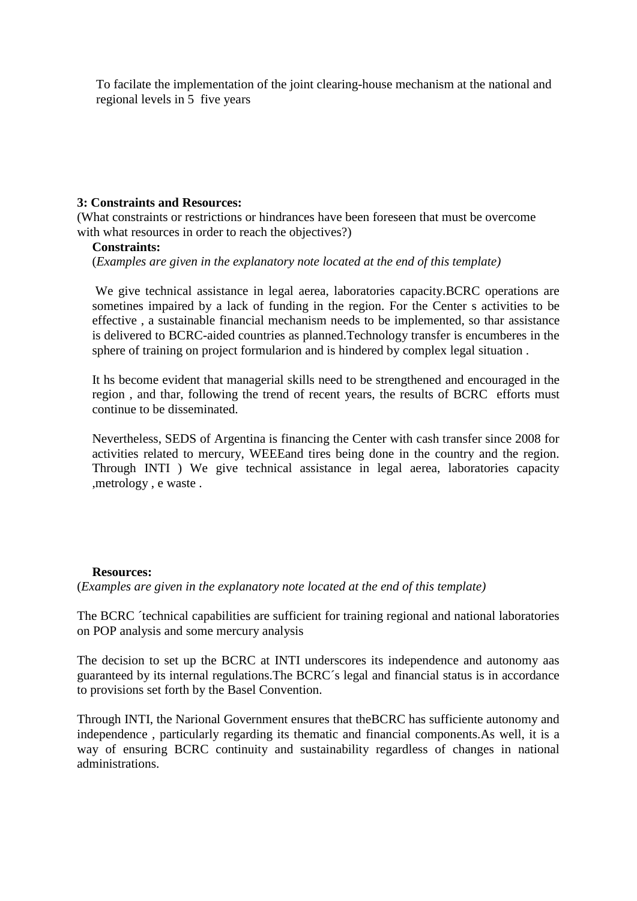To facilate the implementation of the joint clearing-house mechanism at the national and regional levels in 5 five years

**3: Constraints and Resources:**

(What constraints or restrictions or hindrances have been foreseen that must be overcome with what resources in order to reach the objectives?)

**Constraints:**

(*Examples are given in the explanatory note located at the end of this template)*

We give technical assistance in legal aerea, laboratories capacity.BCRC operations are sometines impaired by a lack of funding in the region. For the Center s activities to be effective , a sustainable financial mechanism needs to be implemented, so thar assistance is delivered to BCRC-aided countries as planned.Technology transfer is encumberes in the sphere of training on project formularion and is hindered by complex legal situation .

It hs become evident that managerial skills need to be strengthened and encouraged in the region , and thar, following the trend of recent years, the results of BCRC efforts must continue to be disseminated.

Nevertheless, SEDS of Argentina is financing the Center with cash transfer since 2008 for activities related to mercury, WEEEand tires being done in the country and the region. Through INTI ) We give technical assistance in legal aerea, laboratories capacity ,metrology , e waste .

**Resources:**

(*Examples are given in the explanatory note located at the end of this template)*

The BCRC ´technical capabilities are sufficient for training regional and national laboratories on POP analysis and some mercury analysis

The decision to set up the BCRC at INTI underscores its independence and autonomy aas guaranteed by its internal regulations.The BCRC´s legal and financial status is in accordance to provisions set forth by the Basel Convention.

Through INTI, the Narional Government ensures that theBCRC has sufficiente autonomy and independence , particularly regarding its thematic and financial components.As well, it is a way of ensuring BCRC continuity and sustainability regardless of changes in national administrations.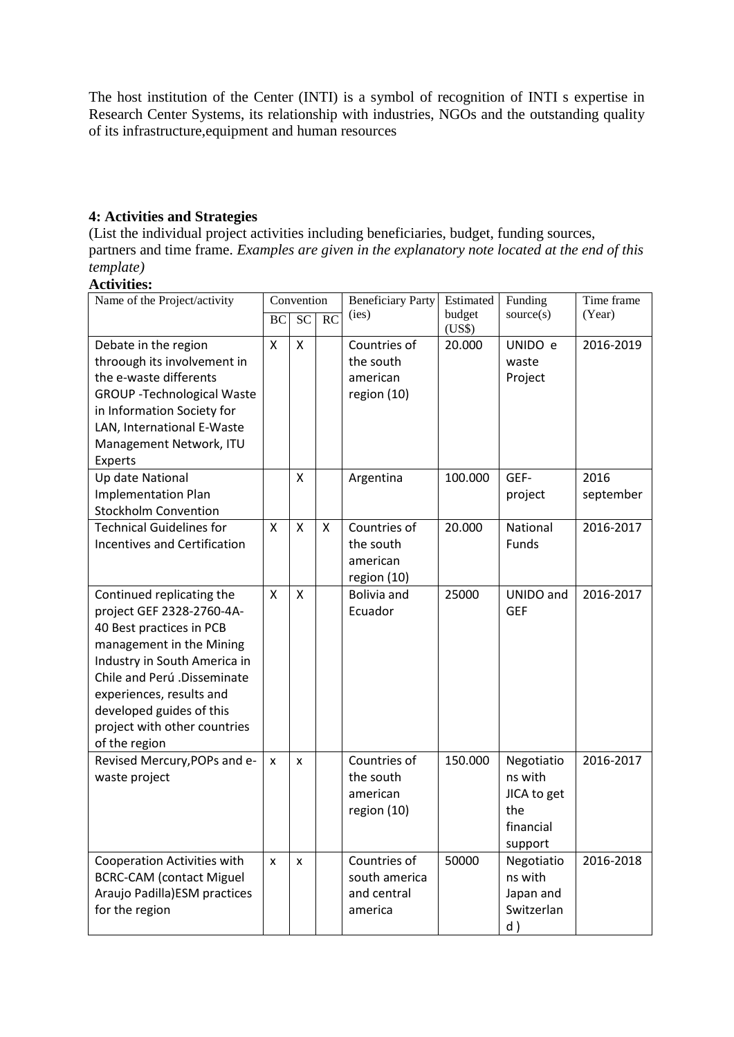The host institution of the Center (INTI) is a symbol of recognition of INTI s expertise in Research Center Systems, its relationship with industries, NGOs and the outstanding quality of its infrastructure,equipment and human resources

**4: Activities and Strategies**

(List the individual project activities including beneficiaries, budget, funding sources, partners and time frame. *Examples are given in the explanatory note located at the end of this template)*

**Activities:**

| Name of the Project/activity | Convention | | | Beneficiary Party (ies) | Estimated budget (US$) | Funding source(s) | Time frame (Year) |
|---|---|---|---|---|---|---|---|
| | BC | SC | RC | | | | |
| Debate in the region throough its involvement in the e-waste differents GROUP -Technological Waste in Information Society for LAN, International E-Waste Management Network, ITU Experts | X | X | | Countries of the south american region (10) | 20.000 | UNIDO e waste Project | 2016-2019 |
| Up date National Implementation Plan Stockholm Convention | | X | | Argentina | 100.000 | GEF- project | 2016 september |
| Technical Guidelines for Incentives and Certification | X | X | X | Countries of the south american region (10) | 20.000 | National Funds | 2016-2017 |
| Continued replicating the project GEF 2328-2760-4A-40 Best practices in PCB management in the Mining Industry in South America in Chile and Perú .Disseminate experiences, results and developed guides of this project with other countries of the region | X | X | | Bolivia and Ecuador | 25000 | UNIDO and GEF | 2016-2017 |
| Revised Mercury,POPs and e-waste project | x | x | | Countries of the south american region (10) | 150.000 | Negotiations with JICA to get the financial support | 2016-2017 |
| Cooperation Activities with BCRC-CAM (contact Miguel Araujo Padilla)ESM practices for the region | x | x | | Countries of south america and central america | 50000 | Negotiations with Japan and Switzerland ) | 2016-2018 |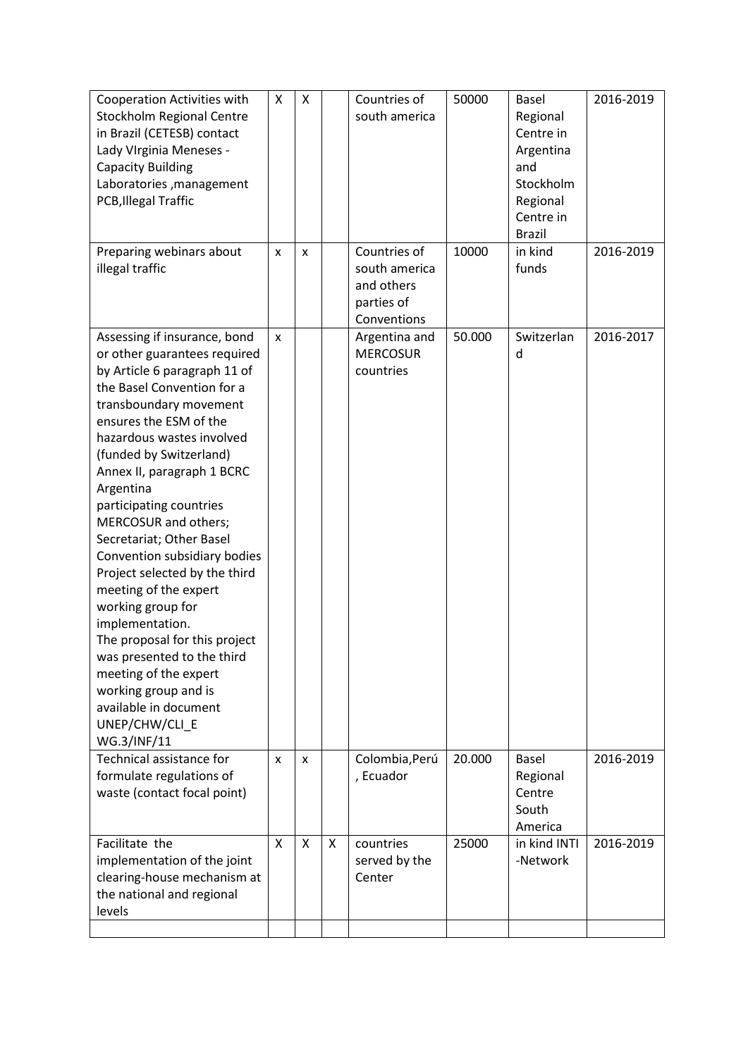| | | | | | | | |
|---|---|---|---|---|---|---|---|
| Cooperation Activities with Stockholm Regional Centre in Brazil (CETESB) contact Lady VIrginia Meneses - Capacity Building Laboratories ,management PCB,Illegal Traffic | X | X | | Countries of south america | 50000 | Basel Regional Centre in Argentina and Stockholm Regional Centre in Brazil | 2016-2019 |
| Preparing webinars about illegal traffic | x | x | | Countries of south america and others parties of Conventions | 10000 | in kind funds | 2016-2019 |
| Assessing if insurance, bond or other guarantees required by Article 6 paragraph 11 of the Basel Convention for a transboundary movement ensures the ESM of the hazardous wastes involved (funded by Switzerland) Annex II, paragraph 1 BCRC Argentina participating countries MERCOSUR and others; Secretariat; Other Basel Convention subsidiary bodies Project selected by the third meeting of the expert working group for implementation. The proposal for this project was presented to the third meeting of the expert working group and is available in document UNEP/CHW/CLI_E WG.3/INF/11 | x | | | Argentina and MERCOSUR countries | 50.000 | Switzerland | 2016-2017 |
| Technical assistance for formulate regulations of waste (contact focal point) | x | x | | Colombia,Perú, Ecuador | 20.000 | Basel Regional Centre South America | 2016-2019 |
| Facilitate the implementation of the joint clearing-house mechanism at the national and regional levels | X | X | X | countries served by the Center | 25000 | in kind INTI -Network | 2016-2019 |
| | | | | | | | |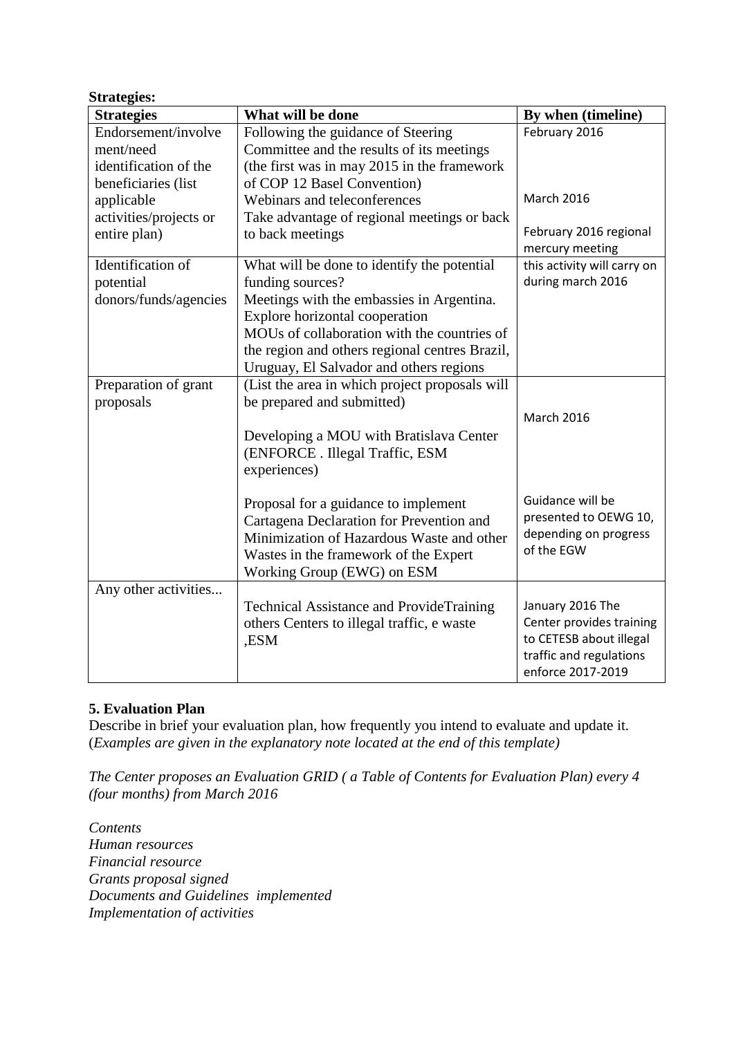**Strategies:**

| Strategies | What will be done | By when (timeline) |
|---|---|---|
| Endorsement/involvement/need identification of the beneficiaries (list applicable activities/projects or entire plan) | Following the guidance of Steering Committee and the results of its meetings (the first was in may 2015 in the framework of COP 12 Basel Convention)<br>Webinars and teleconferences<br>Take advantage of regional meetings or back to back meetings | February 2016<br><br>March 2016<br><br>February 2016 regional mercury meeting |
| Identification of potential donors/funds/agencies | What will be done to identify the potential funding sources?<br>Meetings with the embassies in Argentina.<br>Explore horizontal cooperation<br>MOUs of collaboration with the countries of the region and others regional centres Brazil, Uruguay, El Salvador and others regions | this activity will carry on during march 2016 |
| Preparation of grant proposals | (List the area in which project proposals will be prepared and submitted)<br><br>Developing a MOU with Bratislava Center (ENFORCE . Illegal Traffic, ESM experiences)<br><br>Proposal for a guidance to implement Cartagena Declaration for Prevention and Minimization of Hazardous Waste and other Wastes in the framework of the Expert Working Group (EWG) on ESM | March 2016<br><br>Guidance will be presented to OEWG 10, depending on progress of the EGW |
| Any other activities... | Technical Assistance and ProvideTraining others Centers to illegal traffic, e waste ,ESM | January 2016 The Center provides training to CETESB about illegal traffic and regulations enforce 2017-2019 |

**5. Evaluation Plan**

Describe in brief your evaluation plan, how frequently you intend to evaluate and update it. (*Examples are given in the explanatory note located at the end of this template)*

*The Center proposes an Evaluation GRID ( a Table of Contents for Evaluation Plan) every 4 (four months) from March 2016*

*Contents*  
*Human resources*  
*Financial resource*  
*Grants proposal signed*  
*Documents and Guidelines implemented*  
*Implementation of activities*